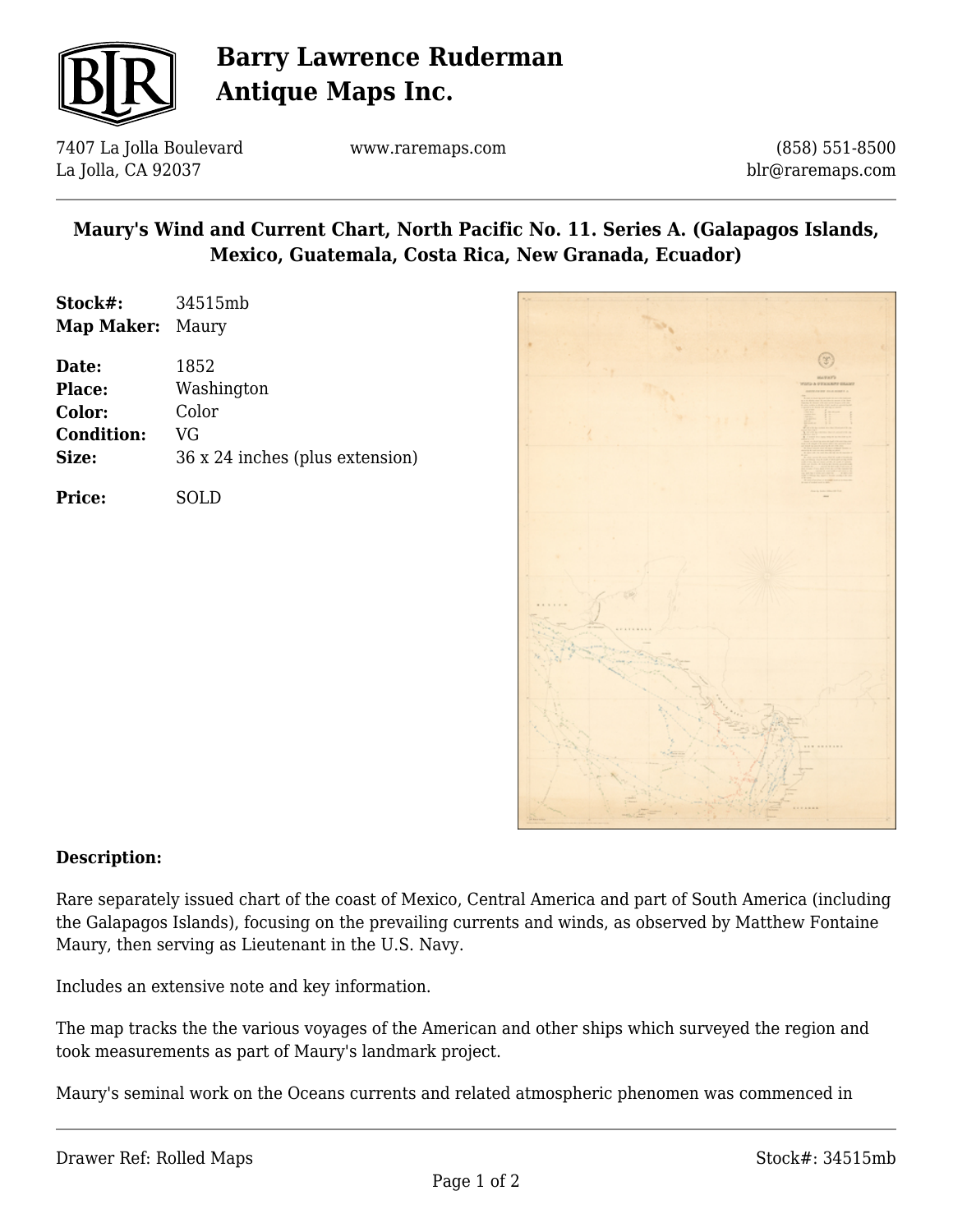# Barry Lawrence Ruderman Antique Maps Inc.

7407 La Jolla Boulevard
La Jolla, CA 92037

www.raremaps.com

(858) 551-8500
blr@raremaps.com

## Maury's Wind and Current Chart, North Pacific No. 11. Series A. (Galapagos Islands, Mexico, Guatemala, Costa Rica, New Granada, Ecuador)

**Stock#:** 34515mb
**Map Maker:** Maury

**Date:** 1852
**Place:** Washington
**Color:** Color
**Condition:** VG
**Size:** 36 x 24 inches (plus extension)

**Price:** SOLD

**Description:**

Rare separately issued chart of the coast of Mexico, Central America and part of South America (including the Galapagos Islands), focusing on the prevailing currents and winds, as observed by Matthew Fontaine Maury, then serving as Lieutenant in the U.S. Navy.

Includes an extensive note and key information.

The map tracks the the various voyages of the American and other ships which surveyed the region and took measurements as part of Maury's landmark project.

Maury's seminal work on the Oceans currents and related atmospheric phenomen was commenced in

Drawer Ref: Rolled Maps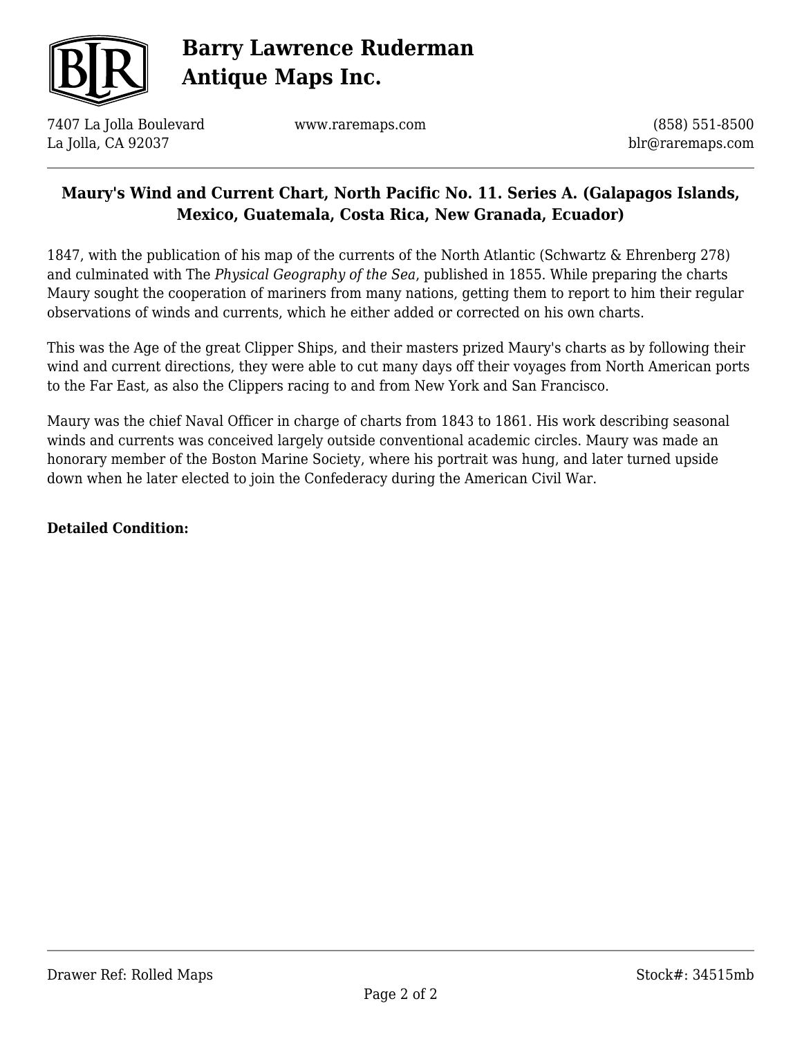**Maury's Wind and Current Chart, North Pacific No. 11. Series A. (Galapagos Islands, Mexico, Guatemala, Costa Rica, New Granada, Ecuador)**

1847, with the publication of his map of the currents of the North Atlantic (Schwartz & Ehrenberg 278) and culminated with The *Physical Geography of the Sea*, published in 1855. While preparing the charts Maury sought the cooperation of mariners from many nations, getting them to report to him their regular observations of winds and currents, which he either added or corrected on his own charts.

This was the Age of the great Clipper Ships, and their masters prized Maury's charts as by following their wind and current directions, they were able to cut many days off their voyages from North American ports to the Far East, as also the Clippers racing to and from New York and San Francisco.

Maury was the chief Naval Officer in charge of charts from 1843 to 1861. His work describing seasonal winds and currents was conceived largely outside conventional academic circles. Maury was made an honorary member of the Boston Marine Society, where his portrait was hung, and later turned upside down when he later elected to join the Confederacy during the American Civil War.

**Detailed Condition:**

Drawer Ref: Rolled Maps

Stock#: 34515mb